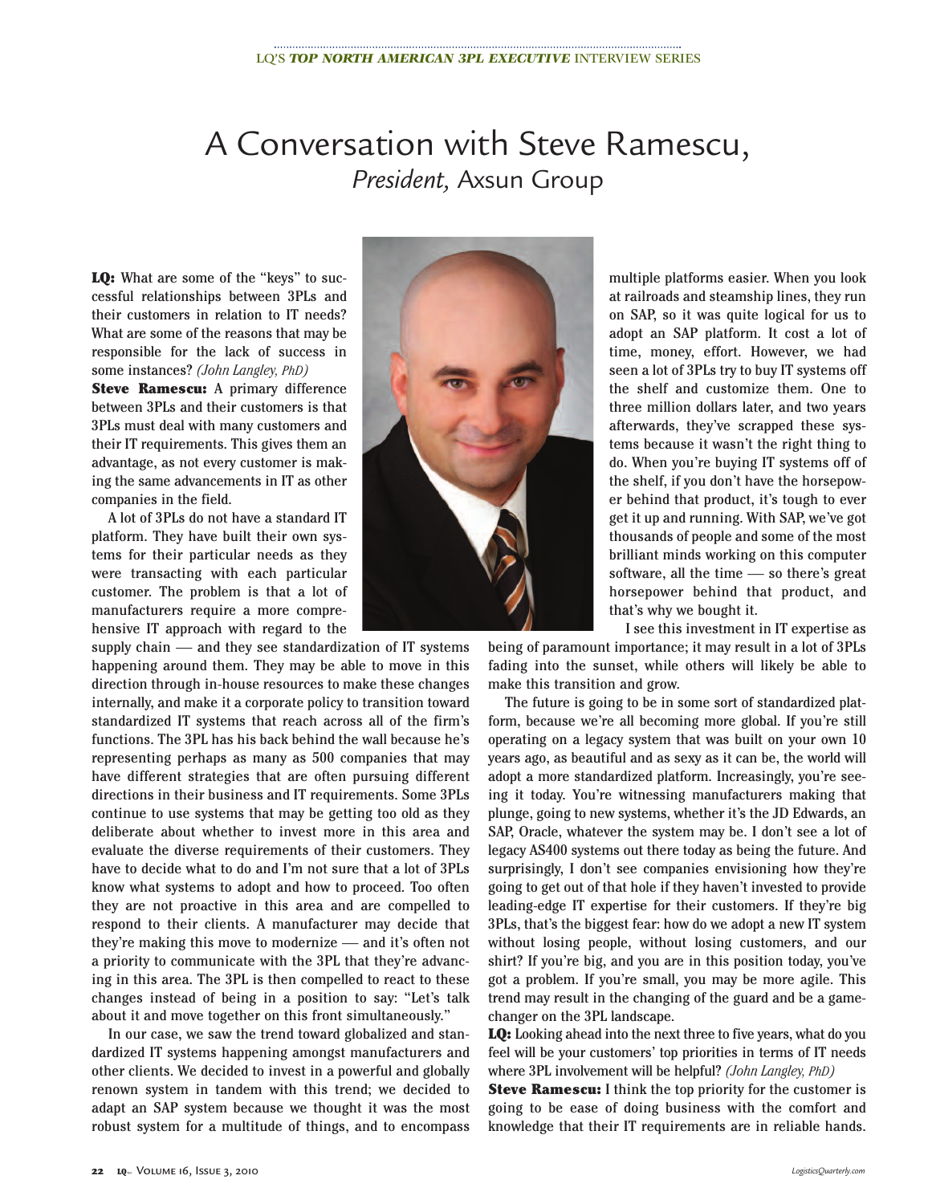LQ'S ***TOP NORTH AMERICAN 3PL EXECUTIVE*** INTERVIEW SERIES

# A Conversation with Steve Ramescu, *President,* Axsun Group

**LQ:** What are some of the "keys" to successful relationships between 3PLs and their customers in relation to IT needs? What are some of the reasons that may be responsible for the lack of success in some instances? *(John Langley, PhD)*

**Steve Ramescu:** A primary difference between 3PLs and their customers is that 3PLs must deal with many customers and their IT requirements. This gives them an advantage, as not every customer is making the same advancements in IT as other companies in the field.

A lot of 3PLs do not have a standard IT platform. They have built their own systems for their particular needs as they were transacting with each particular customer. The problem is that a lot of manufacturers require a more comprehensive IT approach with regard to the supply chain — and they see standardization of IT systems happening around them. They may be able to move in this direction through in-house resources to make these changes internally, and make it a corporate policy to transition toward standardized IT systems that reach across all of the firm's functions. The 3PL has his back behind the wall because he's representing perhaps as many as 500 companies that may have different strategies that are often pursuing different directions in their business and IT requirements. Some 3PLs continue to use systems that may be getting too old as they deliberate about whether to invest more in this area and evaluate the diverse requirements of their customers. They have to decide what to do and I'm not sure that a lot of 3PLs know what systems to adopt and how to proceed. Too often they are not proactive in this area and are compelled to respond to their clients. A manufacturer may decide that they're making this move to modernize — and it's often not a priority to communicate with the 3PL that they're advancing in this area. The 3PL is then compelled to react to these changes instead of being in a position to say: "Let's talk about it and move together on this front simultaneously."

In our case, we saw the trend toward globalized and standardized IT systems happening amongst manufacturers and other clients. We decided to invest in a powerful and globally renown system in tandem with this trend; we decided to adapt an SAP system because we thought it was the most robust system for a multitude of things, and to encompass multiple platforms easier. When you look at railroads and steamship lines, they run on SAP, so it was quite logical for us to adopt an SAP platform. It cost a lot of time, money, effort. However, we had seen a lot of 3PLs try to buy IT systems off the shelf and customize them. One to three million dollars later, and two years afterwards, they've scrapped these systems because it wasn't the right thing to do. When you're buying IT systems off of the shelf, if you don't have the horsepower behind that product, it's tough to ever get it up and running. With SAP, we've got thousands of people and some of the most brilliant minds working on this computer software, all the time — so there's great horsepower behind that product, and that's why we bought it.

I see this investment in IT expertise as being of paramount importance; it may result in a lot of 3PLs fading into the sunset, while others will likely be able to make this transition and grow.

The future is going to be in some sort of standardized platform, because we're all becoming more global. If you're still operating on a legacy system that was built on your own 10 years ago, as beautiful and as sexy as it can be, the world will adopt a more standardized platform. Increasingly, you're seeing it today. You're witnessing manufacturers making that plunge, going to new systems, whether it's the JD Edwards, an SAP, Oracle, whatever the system may be. I don't see a lot of legacy AS400 systems out there today as being the future. And surprisingly, I don't see companies envisioning how they're going to get out of that hole if they haven't invested to provide leading-edge IT expertise for their customers. If they're big 3PLs, that's the biggest fear: how do we adopt a new IT system without losing people, without losing customers, and our shirt? If you're big, and you are in this position today, you've got a problem. If you're small, you may be more agile. This trend may result in the changing of the guard and be a game-changer on the 3PL landscape.

**LQ:** Looking ahead into the next three to five years, what do you feel will be your customers' top priorities in terms of IT needs where 3PL involvement will be helpful? *(John Langley, PhD)*

**Steve Ramescu:** I think the top priority for the customer is going to be ease of doing business with the comfort and knowledge that their IT requirements are in reliable hands.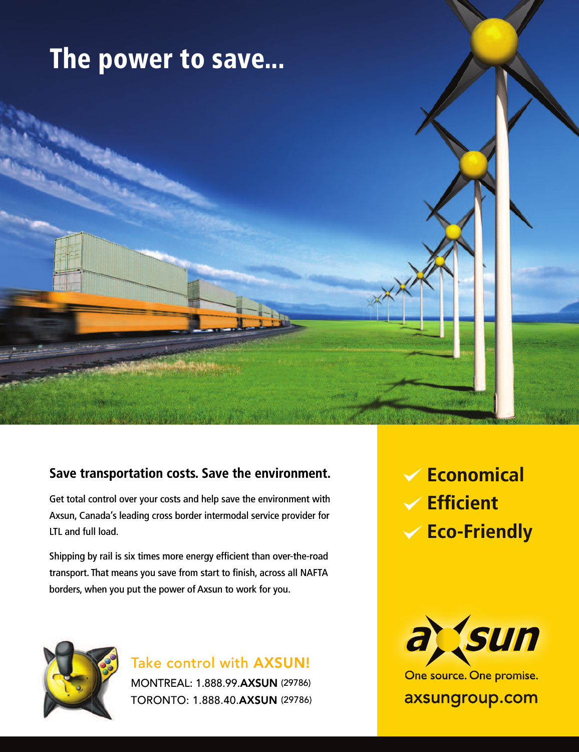# The power to save...

## Save transportation costs. Save the environment.

Get total control over your costs and help save the environment with Axsun, Canada's leading cross border intermodal service provider for LTL and full load.

Shipping by rail is six times more energy efficient than over-the-road transport. That means you save from start to finish, across all NAFTA borders, when you put the power of Axsun to work for you.

- ✓ **Economical**
- ✓ **Efficient**
- ✓ **Eco-Friendly**

Take control with **AXSUN!**

MONTREAL: 1.888.99.**AXSUN** (29786)
TORONTO: 1.888.40.**AXSUN** (29786)

**axsun**

One source. One promise.

axsungroup.com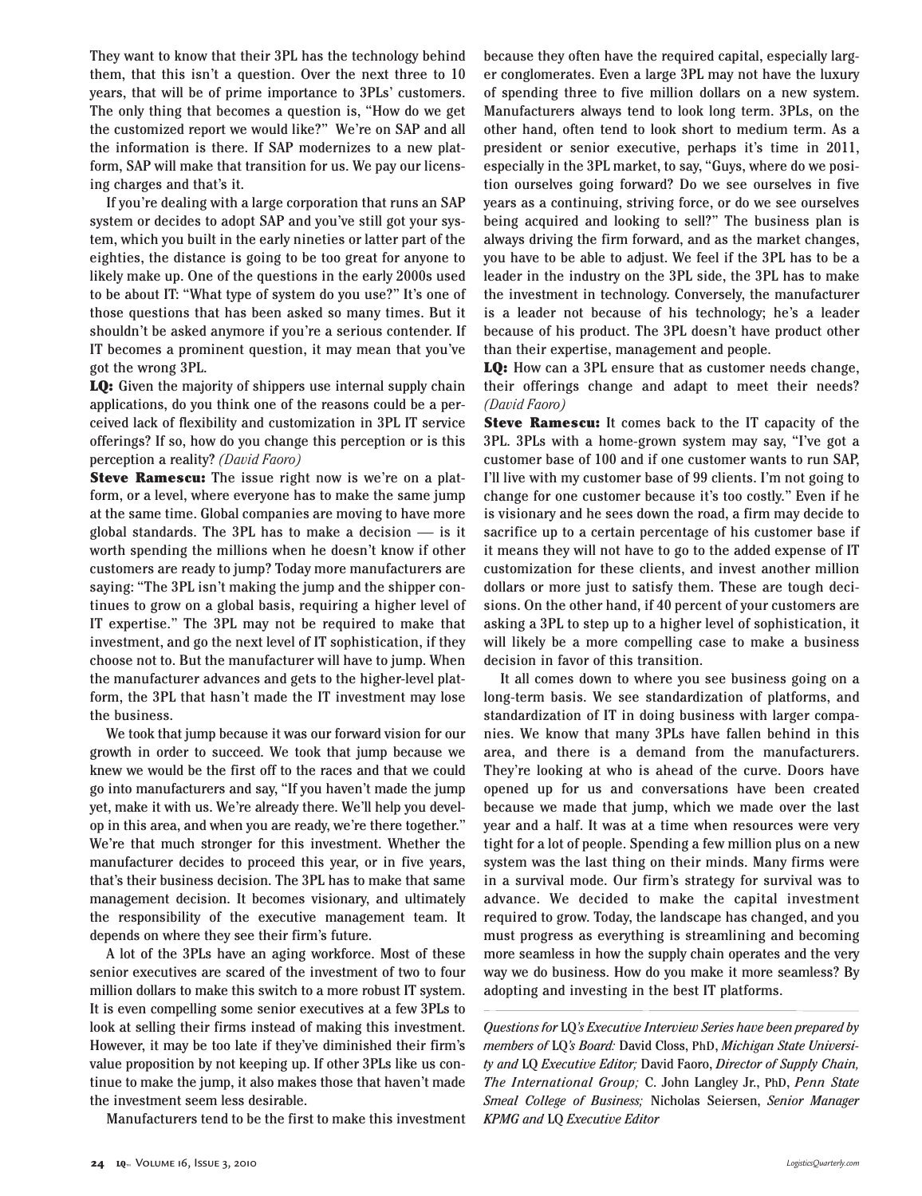They want to know that their 3PL has the technology behind them, that this isn't a question. Over the next three to 10 years, that will be of prime importance to 3PLs' customers. The only thing that becomes a question is, "How do we get the customized report we would like?" We're on SAP and all the information is there. If SAP modernizes to a new platform, SAP will make that transition for us. We pay our licensing charges and that's it.

If you're dealing with a large corporation that runs an SAP system or decides to adopt SAP and you've still got your system, which you built in the early nineties or latter part of the eighties, the distance is going to be too great for anyone to likely make up. One of the questions in the early 2000s used to be about IT: "What type of system do you use?" It's one of those questions that has been asked so many times. But it shouldn't be asked anymore if you're a serious contender. If IT becomes a prominent question, it may mean that you've got the wrong 3PL.

**LQ:** Given the majority of shippers use internal supply chain applications, do you think one of the reasons could be a perceived lack of flexibility and customization in 3PL IT service offerings? If so, how do you change this perception or is this perception a reality? *(David Faoro)*

**Steve Ramescu:** The issue right now is we're on a platform, or a level, where everyone has to make the same jump at the same time. Global companies are moving to have more global standards. The 3PL has to make a decision — is it worth spending the millions when he doesn't know if other customers are ready to jump? Today more manufacturers are saying: "The 3PL isn't making the jump and the shipper continues to grow on a global basis, requiring a higher level of IT expertise." The 3PL may not be required to make that investment, and go the next level of IT sophistication, if they choose not to. But the manufacturer will have to jump. When the manufacturer advances and gets to the higher-level platform, the 3PL that hasn't made the IT investment may lose the business.

We took that jump because it was our forward vision for our growth in order to succeed. We took that jump because we knew we would be the first off to the races and that we could go into manufacturers and say, "If you haven't made the jump yet, make it with us. We're already there. We'll help you develop in this area, and when you are ready, we're there together." We're that much stronger for this investment. Whether the manufacturer decides to proceed this year, or in five years, that's their business decision. The 3PL has to make that same management decision. It becomes visionary, and ultimately the responsibility of the executive management team. It depends on where they see their firm's future.

A lot of the 3PLs have an aging workforce. Most of these senior executives are scared of the investment of two to four million dollars to make this switch to a more robust IT system. It is even compelling some senior executives at a few 3PLs to look at selling their firms instead of making this investment. However, it may be too late if they've diminished their firm's value proposition by not keeping up. If other 3PLs like us continue to make the jump, it also makes those that haven't made the investment seem less desirable.

Manufacturers tend to be the first to make this investment because they often have the required capital, especially larger conglomerates. Even a large 3PL may not have the luxury of spending three to five million dollars on a new system. Manufacturers always tend to look long term. 3PLs, on the other hand, often tend to look short to medium term. As a president or senior executive, perhaps it's time in 2011, especially in the 3PL market, to say, "Guys, where do we position ourselves going forward? Do we see ourselves in five years as a continuing, striving force, or do we see ourselves being acquired and looking to sell?" The business plan is always driving the firm forward, and as the market changes, you have to be able to adjust. We feel if the 3PL has to be a leader in the industry on the 3PL side, the 3PL has to make the investment in technology. Conversely, the manufacturer is a leader not because of his technology; he's a leader because of his product. The 3PL doesn't have product other than their expertise, management and people.

**LQ:** How can a 3PL ensure that as customer needs change, their offerings change and adapt to meet their needs? *(David Faoro)*

**Steve Ramescu:** It comes back to the IT capacity of the 3PL. 3PLs with a home-grown system may say, "I've got a customer base of 100 and if one customer wants to run SAP, I'll live with my customer base of 99 clients. I'm not going to change for one customer because it's too costly." Even if he is visionary and he sees down the road, a firm may decide to sacrifice up to a certain percentage of his customer base if it means they will not have to go to the added expense of IT customization for these clients, and invest another million dollars or more just to satisfy them. These are tough decisions. On the other hand, if 40 percent of your customers are asking a 3PL to step up to a higher level of sophistication, it will likely be a more compelling case to make a business decision in favor of this transition.

It all comes down to where you see business going on a long-term basis. We see standardization of platforms, and standardization of IT in doing business with larger companies. We know that many 3PLs have fallen behind in this area, and there is a demand from the manufacturers. They're looking at who is ahead of the curve. Doors have opened up for us and conversations have been created because we made that jump, which we made over the last year and a half. It was at a time when resources were very tight for a lot of people. Spending a few million plus on a new system was the last thing on their minds. Many firms were in a survival mode. Our firm's strategy for survival was to advance. We decided to make the capital investment required to grow. Today, the landscape has changed, and you must progress as everything is streamlining and becoming more seamless in how the supply chain operates and the very way we do business. How do you make it more seamless? By adopting and investing in the best IT platforms.

---

*Questions for* LQ*'s Executive Interview Series have been prepared by members of* LQ*'s Board:* David Closs, PhD, *Michigan State University and* LQ *Executive Editor;* David Faoro, *Director of Supply Chain, The International Group;* C. John Langley Jr., PhD, *Penn State Smeal College of Business;* Nicholas Seiersen, *Senior Manager KPMG and* LQ *Executive Editor*